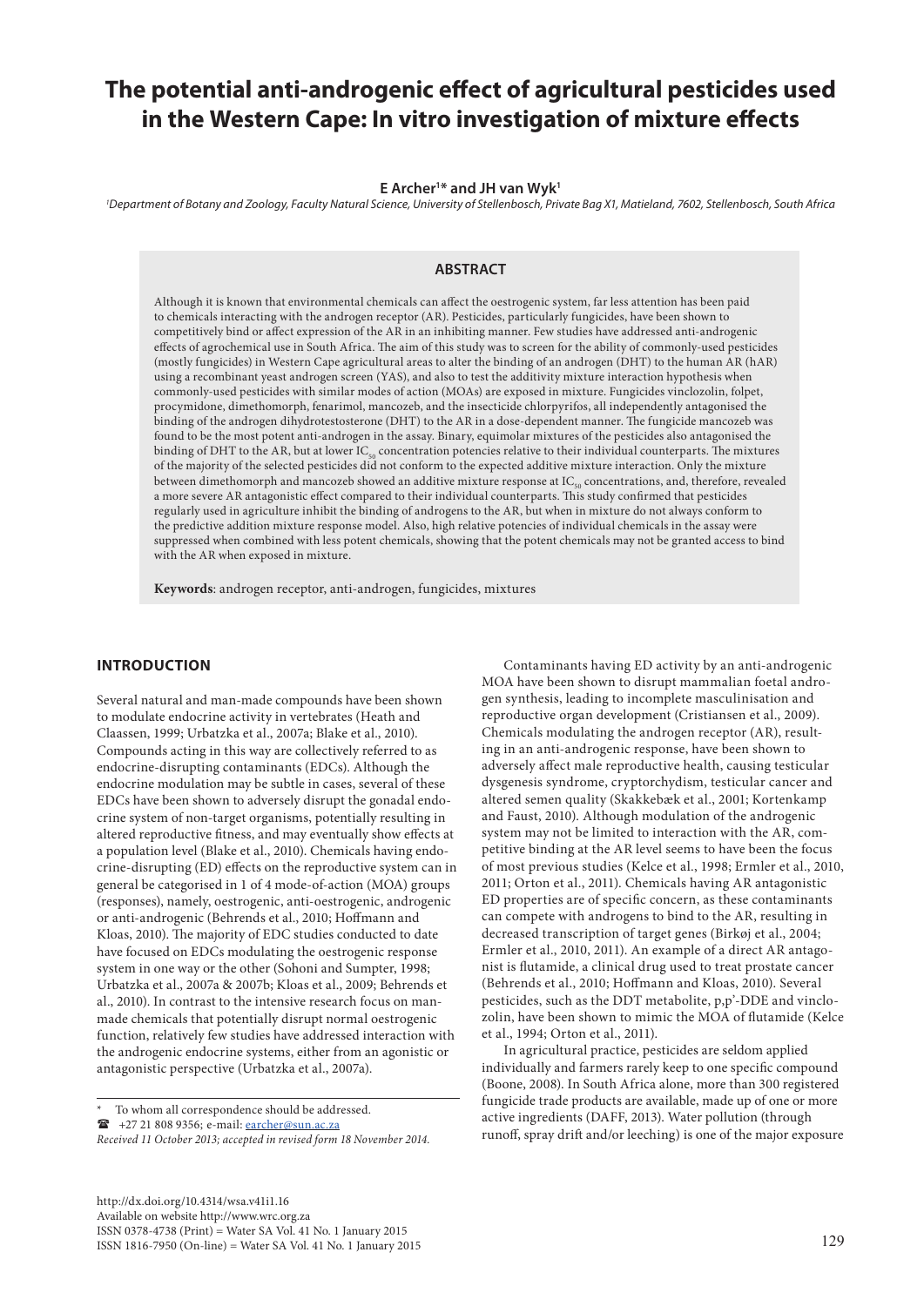# The potential anti-androgenic effect of agricultural pesticides used in the Western Cape: In vitro investigation of mixture effects

**E Archer[1]* and JH van Wyk[1]**

[1]*Department of Botany and Zoology, Faculty Natural Science, University of Stellenbosch, Private Bag X1, Matieland, 7602, Stellenbosch, South Africa*

## ABSTRACT

Although it is known that environmental chemicals can affect the oestrogenic system, far less attention has been paid to chemicals interacting with the androgen receptor (AR). Pesticides, particularly fungicides, have been shown to competitively bind or affect expression of the AR in an inhibiting manner. Few studies have addressed anti-androgenic effects of agrochemical use in South Africa. The aim of this study was to screen for the ability of commonly-used pesticides (mostly fungicides) in Western Cape agricultural areas to alter the binding of an androgen (DHT) to the human AR (hAR) using a recombinant yeast androgen screen (YAS), and also to test the additivity mixture interaction hypothesis when commonly-used pesticides with similar modes of action (MOAs) are exposed in mixture. Fungicides vinclozolin, folpet, procymidone, dimethomorph, fenarimol, mancozeb, and the insecticide chlorpyrifos, all independently antagonised the binding of the androgen dihydrotestosterone (DHT) to the AR in a dose-dependent manner. The fungicide mancozeb was found to be the most potent anti-androgen in the assay. Binary, equimolar mixtures of the pesticides also antagonised the binding of DHT to the AR, but at lower $IC_{50}$ concentration potencies relative to their individual counterparts. The mixtures of the majority of the selected pesticides did not conform to the expected additive mixture interaction. Only the mixture between dimethomorph and mancozeb showed an additive mixture response at $IC_{50}$ concentrations, and, therefore, revealed a more severe AR antagonistic effect compared to their individual counterparts. This study confirmed that pesticides regularly used in agriculture inhibit the binding of androgens to the AR, but when in mixture do not always conform to the predictive addition mixture response model. Also, high relative potencies of individual chemicals in the assay were suppressed when combined with less potent chemicals, showing that the potent chemicals may not be granted access to bind with the AR when exposed in mixture.

**Keywords**: androgen receptor, anti-androgen, fungicides, mixtures

## INTRODUCTION

Several natural and man-made compounds have been shown to modulate endocrine activity in vertebrates (Heath and Claassen, 1999; Urbatzka et al., 2007a; Blake et al., 2010). Compounds acting in this way are collectively referred to as endocrine-disrupting contaminants (EDCs). Although the endocrine modulation may be subtle in cases, several of these EDCs have been shown to adversely disrupt the gonadal endocrine system of non-target organisms, potentially resulting in altered reproductive fitness, and may eventually show effects at a population level (Blake et al., 2010). Chemicals having endocrine-disrupting (ED) effects on the reproductive system can in general be categorised in 1 of 4 mode-of-action (MOA) groups (responses), namely, oestrogenic, anti-oestrogenic, androgenic or anti-androgenic (Behrends et al., 2010; Hoffmann and Kloas, 2010). The majority of EDC studies conducted to date have focused on EDCs modulating the oestrogenic response system in one way or the other (Sohoni and Sumpter, 1998; Urbatzka et al., 2007a & 2007b; Kloas et al., 2009; Behrends et al., 2010). In contrast to the intensive research focus on man-made chemicals that potentially disrupt normal oestrogenic function, relatively few studies have addressed interaction with the androgenic endocrine systems, either from an agonistic or antagonistic perspective (Urbatzka et al., 2007a).

Contaminants having ED activity by an anti-androgenic MOA have been shown to disrupt mammalian foetal androgen synthesis, leading to incomplete masculinisation and reproductive organ development (Cristiansen et al., 2009). Chemicals modulating the androgen receptor (AR), resulting in an anti-androgenic response, have been shown to adversely affect male reproductive health, causing testicular dysgenesis syndrome, cryptorchydism, testicular cancer and altered semen quality (Skakkebæk et al., 2001; Kortenkamp and Faust, 2010). Although modulation of the androgenic system may not be limited to interaction with the AR, competitive binding at the AR level seems to have been the focus of most previous studies (Kelce et al., 1998; Ermler et al., 2010, 2011; Orton et al., 2011). Chemicals having AR antagonistic ED properties are of specific concern, as these contaminants can compete with androgens to bind to the AR, resulting in decreased transcription of target genes (Birkøj et al., 2004; Ermler et al., 2010, 2011). An example of a direct AR antagonist is flutamide, a clinical drug used to treat prostate cancer (Behrends et al., 2010; Hoffmann and Kloas, 2010). Several pesticides, such as the DDT metabolite, p,p'-DDE and vinclozolin, have been shown to mimic the MOA of flutamide (Kelce et al., 1994; Orton et al., 2011).

In agricultural practice, pesticides are seldom applied individually and farmers rarely keep to one specific compound (Boone, 2008). In South Africa alone, more than 300 registered fungicide trade products are available, made up of one or more active ingredients (DAFF, 2013). Water pollution (through runoff, spray drift and/or leeching) is one of the major exposure

\* To whom all correspondence should be addressed.
☎ +27 21 808 9356; e-mail: earcher@sun.ac.za
*Received 11 October 2013; accepted in revised form 18 November 2014.*

http://dx.doi.org/10.4314/wsa.v41i1.16
Available on website http://www.wrc.org.za
ISSN 0378-4738 (Print) = Water SA Vol. 41 No. 1 January 2015
ISSN 1816-7950 (On-line) = Water SA Vol. 41 No. 1 January 2015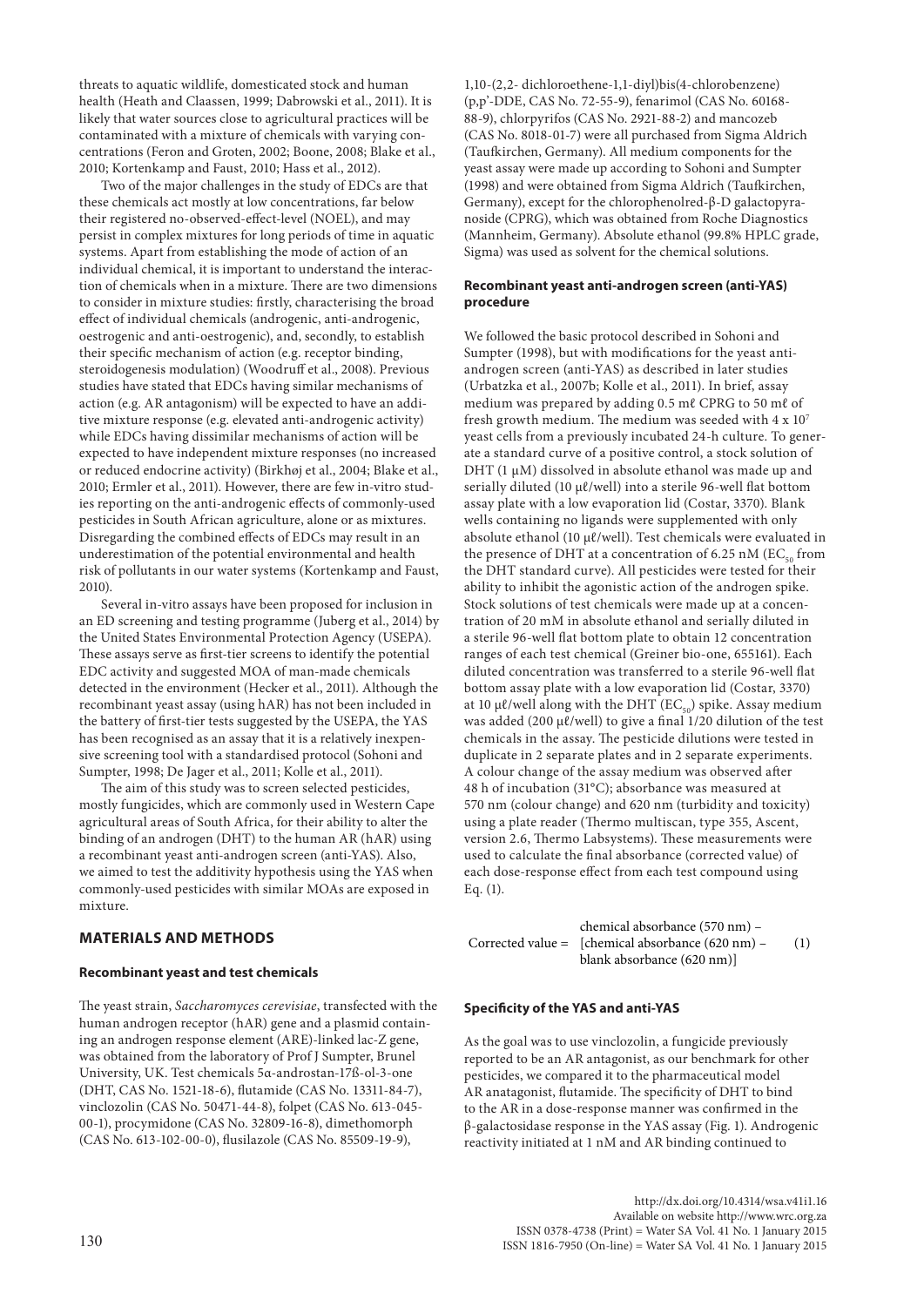threats to aquatic wildlife, domesticated stock and human health (Heath and Claassen, 1999; Dabrowski et al., 2011). It is likely that water sources close to agricultural practices will be contaminated with a mixture of chemicals with varying concentrations (Feron and Groten, 2002; Boone, 2008; Blake et al., 2010; Kortenkamp and Faust, 2010; Hass et al., 2012).

Two of the major challenges in the study of EDCs are that these chemicals act mostly at low concentrations, far below their registered no-observed-effect-level (NOEL), and may persist in complex mixtures for long periods of time in aquatic systems. Apart from establishing the mode of action of an individual chemical, it is important to understand the interaction of chemicals when in a mixture. There are two dimensions to consider in mixture studies: firstly, characterising the broad effect of individual chemicals (androgenic, anti-androgenic, oestrogenic and anti-oestrogenic), and, secondly, to establish their specific mechanism of action (e.g. receptor binding, steroidogenesis modulation) (Woodruff et al., 2008). Previous studies have stated that EDCs having similar mechanisms of action (e.g. AR antagonism) will be expected to have an additive mixture response (e.g. elevated anti-androgenic activity) while EDCs having dissimilar mechanisms of action will be expected to have independent mixture responses (no increased or reduced endocrine activity) (Birkhøj et al., 2004; Blake et al., 2010; Ermler et al., 2011). However, there are few in-vitro studies reporting on the anti-androgenic effects of commonly-used pesticides in South African agriculture, alone or as mixtures. Disregarding the combined effects of EDCs may result in an underestimation of the potential environmental and health risk of pollutants in our water systems (Kortenkamp and Faust, 2010).

Several in-vitro assays have been proposed for inclusion in an ED screening and testing programme (Juberg et al., 2014) by the United States Environmental Protection Agency (USEPA). These assays serve as first-tier screens to identify the potential EDC activity and suggested MOA of man-made chemicals detected in the environment (Hecker et al., 2011). Although the recombinant yeast assay (using hAR) has not been included in the battery of first-tier tests suggested by the USEPA, the YAS has been recognised as an assay that it is a relatively inexpensive screening tool with a standardised protocol (Sohoni and Sumpter, 1998; De Jager et al., 2011; Kolle et al., 2011).

The aim of this study was to screen selected pesticides, mostly fungicides, which are commonly used in Western Cape agricultural areas of South Africa, for their ability to alter the binding of an androgen (DHT) to the human AR (hAR) using a recombinant yeast anti-androgen screen (anti-YAS). Also, we aimed to test the additivity hypothesis using the YAS when commonly-used pesticides with similar MOAs are exposed in mixture.

## MATERIALS AND METHODS

### Recombinant yeast and test chemicals

The yeast strain, *Saccharomyces cerevisiae*, transfected with the human androgen receptor (hAR) gene and a plasmid containing an androgen response element (ARE)-linked lac-Z gene, was obtained from the laboratory of Prof J Sumpter, Brunel University, UK. Test chemicals 5α-androstan-17ß-ol-3-one (DHT, CAS No. 1521-18-6), flutamide (CAS No. 13311-84-7), vinclozolin (CAS No. 50471-44-8), folpet (CAS No. 613-045-00-1), procymidone (CAS No. 32809-16-8), dimethomorph (CAS No. 613-102-00-0), flusilazole (CAS No. 85509-19-9), 1,10-(2,2- dichloroethene-1,1-diyl)bis(4-chlorobenzene) (p,p'-DDE, CAS No. 72-55-9), fenarimol (CAS No. 60168-88-9), chlorpyrifos (CAS No. 2921-88-2) and mancozeb (CAS No. 8018-01-7) were all purchased from Sigma Aldrich (Taufkirchen, Germany). All medium components for the yeast assay were made up according to Sohoni and Sumpter (1998) and were obtained from Sigma Aldrich (Taufkirchen, Germany), except for the chlorophenolred-β-D galactopyranoside (CPRG), which was obtained from Roche Diagnostics (Mannheim, Germany). Absolute ethanol (99.8% HPLC grade, Sigma) was used as solvent for the chemical solutions.

### Recombinant yeast anti-androgen screen (anti-YAS) procedure

We followed the basic protocol described in Sohoni and Sumpter (1998), but with modifications for the yeast anti-androgen screen (anti-YAS) as described in later studies (Urbatzka et al., 2007b; Kolle et al., 2011). In brief, assay medium was prepared by adding 0.5 mℓ CPRG to 50 mℓ of fresh growth medium. The medium was seeded with $4 \times 10^7$ yeast cells from a previously incubated 24-h culture. To generate a standard curve of a positive control, a stock solution of DHT (1 µM) dissolved in absolute ethanol was made up and serially diluted (10 µℓ/well) into a sterile 96-well flat bottom assay plate with a low evaporation lid (Costar, 3370). Blank wells containing no ligands were supplemented with only absolute ethanol (10 µℓ/well). Test chemicals were evaluated in the presence of DHT at a concentration of 6.25 nM ($EC_{50}$ from the DHT standard curve). All pesticides were tested for their ability to inhibit the agonistic action of the androgen spike. Stock solutions of test chemicals were made up at a concentration of 20 mM in absolute ethanol and serially diluted in a sterile 96-well flat bottom plate to obtain 12 concentration ranges of each test chemical (Greiner bio-one, 655161). Each diluted concentration was transferred to a sterile 96-well flat bottom assay plate with a low evaporation lid (Costar, 3370) at 10 µℓ/well along with the DHT ($EC_{50}$) spike. Assay medium was added (200 µℓ/well) to give a final 1/20 dilution of the test chemicals in the assay. The pesticide dilutions were tested in duplicate in 2 separate plates and in 2 separate experiments. A colour change of the assay medium was observed after 48 h of incubation (31°C); absorbance was measured at 570 nm (colour change) and 620 nm (turbidity and toxicity) using a plate reader (Thermo multiscan, type 355, Ascent, version 2.6, Thermo Labsystems). These measurements were used to calculate the final absorbance (corrected value) of each dose-response effect from each test compound using Eq. (1).

$$\text{Corrected value} = \text{chemical absorbance (570 nm)} - [\text{chemical absorbance (620 nm)} - \text{blank absorbance (620 nm)}] \quad (1)$$

### Specificity of the YAS and anti-YAS

As the goal was to use vinclozolin, a fungicide previously reported to be an AR antagonist, as our benchmark for other pesticides, we compared it to the pharmaceutical model AR anatagonist, flutamide. The specificity of DHT to bind to the AR in a dose-response manner was confirmed in the β-galactosidase response in the YAS assay (Fig. 1). Androgenic reactivity initiated at 1 nM and AR binding continued to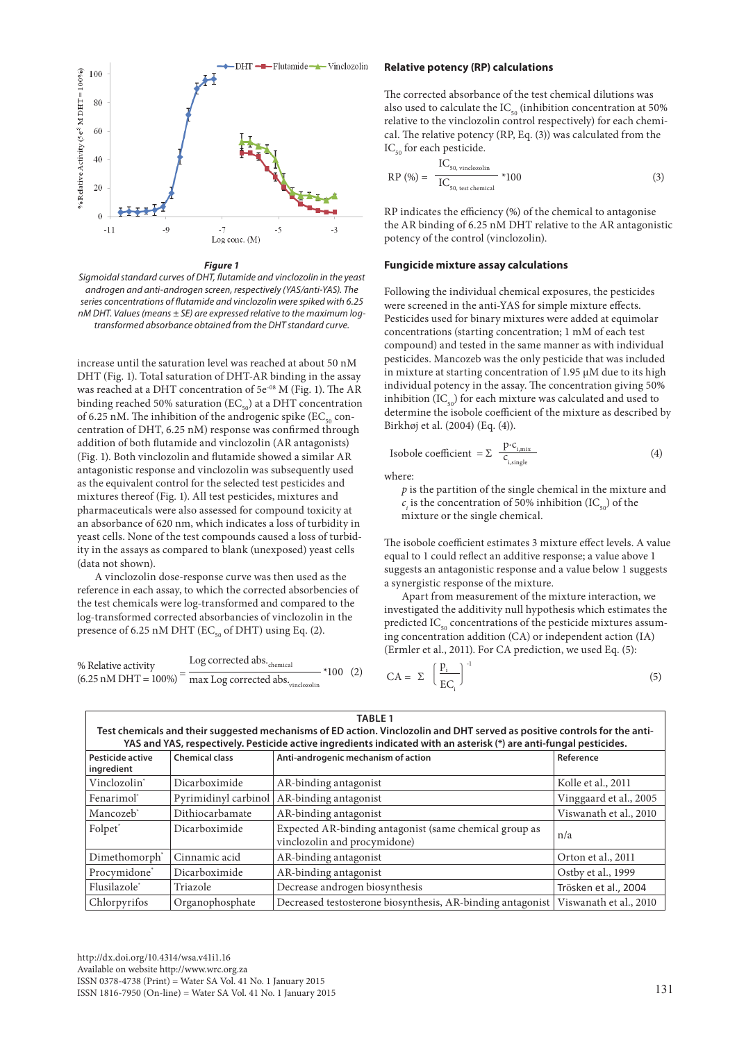**Figure 1**

*Sigmoidal standard curves of DHT, flutamide and vinclozolin in the yeast androgen and anti-androgen screen, respectively (YAS/anti-YAS). The series concentrations of flutamide and vinclozolin were spiked with 6.25 nM DHT. Values (means ± SE) are expressed relative to the maximum log-transformed absorbance obtained from the DHT standard curve.*

increase until the saturation level was reached at about 50 nM DHT (Fig. 1). Total saturation of DHT-AR binding in the assay was reached at a DHT concentration of 5e$^{-08}$ M (Fig. 1). The AR binding reached 50% saturation ($EC_{50}$) at a DHT concentration of 6.25 nM. The inhibition of the androgenic spike ($EC_{50}$ concentration of DHT, 6.25 nM) response was confirmed through addition of both flutamide and vinclozolin (AR antagonists) (Fig. 1). Both vinclozolin and flutamide showed a similar AR antagonistic response and vinclozolin was subsequently used as the equivalent control for the selected test pesticides and mixtures thereof (Fig. 1). All test pesticides, mixtures and pharmaceuticals were also assessed for compound toxicity at an absorbance of 620 nm, which indicates a loss of turbidity in yeast cells. None of the test compounds caused a loss of turbidity in the assays as compared to blank (unexposed) yeast cells (data not shown).

A vinclozolin dose-response curve was then used as the reference in each assay, to which the corrected absorbencies of the test chemicals were log-transformed and compared to the log-transformed corrected absorbancies of vinclozolin in the presence of 6.25 nM DHT ($EC_{50}$ of DHT) using Eq. (2).

$$\text{\% Relative activity (6.25 nM DHT = 100\%)} = \frac{\text{Log corrected abs.}_{\text{chemical}}}{\text{max Log corrected abs.}_{\text{vinclozolin}}} * 100 \quad (2)$$

### Relative potency (RP) calculations

The corrected absorbance of the test chemical dilutions was also used to calculate the $IC_{50}$ (inhibition concentration at 50% relative to the vinclozolin control respectively) for each chemical. The relative potency (RP, Eq. (3)) was calculated from the $IC_{50}$ for each pesticide.

$$\text{RP (\%)} = \frac{IC_{50,\ \text{vinclozolin}}}{IC_{50,\ \text{test chemical}}} * 100 \quad (3)$$

RP indicates the efficiency (%) of the chemical to antagonise the AR binding of 6.25 nM DHT relative to the AR antagonistic potency of the control (vinclozolin).

### Fungicide mixture assay calculations

Following the individual chemical exposures, the pesticides were screened in the anti-YAS for simple mixture effects. Pesticides used for binary mixtures were added at equimolar concentrations (starting concentration; 1 mM of each test compound) and tested in the same manner as with individual pesticides. Mancozeb was the only pesticide that was included in mixture at starting concentration of 1.95 µM due to its high individual potency in the assay. The concentration giving 50% inhibition ($IC_{50}$) for each mixture was calculated and used to determine the isobole coefficient of the mixture as described by Birkhøj et al. (2004) (Eq. (4)).

$$\text{Isobole coefficient} = \Sigma\ \frac{p \cdot c_{i,\text{mix}}}{c_{i,\text{single}}} \quad (4)$$

where:

$p$ is the partition of the single chemical in the mixture and
$c_i$ is the concentration of 50% inhibition ($IC_{50}$) of the mixture or the single chemical.

The isobole coefficient estimates 3 mixture effect levels. A value equal to 1 could reflect an additive response; a value above 1 suggests an antagonistic response and a value below 1 suggests a synergistic response of the mixture.

Apart from measurement of the mixture interaction, we investigated the additivity null hypothesis which estimates the predicted $IC_{50}$ concentrations of the pesticide mixtures assuming concentration addition (CA) or independent action (IA) (Ermler et al., 2011). For CA prediction, we used Eq. (5):

$$CA = \Sigma \left(\frac{p_i}{EC_i}\right)^{-1} \quad (5)$$

**TABLE 1**
**Test chemicals and their suggested mechanisms of ED action. Vinclozolin and DHT served as positive controls for the anti-YAS and YAS, respectively. Pesticide active ingredients indicated with an asterisk (*) are anti-fungal pesticides.**

| Pesticide active ingredient | Chemical class | Anti-androgenic mechanism of action | Reference |
|---|---|---|---|
| Vinclozolin* | Dicarboximide | AR-binding antagonist | Kolle et al., 2011 |
| Fenarimol* | Pyrimidinyl carbinol | AR-binding antagonist | Vinggaard et al., 2005 |
| Mancozeb* | Dithiocarbamate | AR-binding antagonist | Viswanath et al., 2010 |
| Folpet* | Dicarboximide | Expected AR-binding antagonist (same chemical group as vinclozolin and procymidone) | n/a |
| Dimethomorph* | Cinnamic acid | AR-binding antagonist | Orton et al., 2011 |
| Procymidone* | Dicarboximide | AR-binding antagonist | Ostby et al., 1999 |
| Flusilazole* | Triazole | Decrease androgen biosynthesis | Trösken et al., 2004 |
| Chlorpyrifos | Organophosphate | Decreased testosterone biosynthesis, AR-binding antagonist | Viswanath et al., 2010 |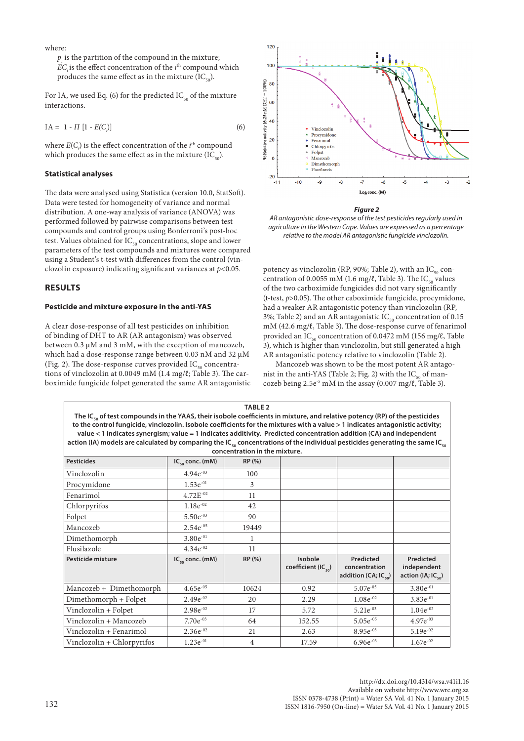where:

$p_i$ is the partition of the compound in the mixture;

$EC_i$ is the effect concentration of the $i^{th}$ compound which produces the same effect as in the mixture ($IC_{50}$).

For IA, we used Eq. (6) for the predicted $IC_{50}$ of the mixture interactions.

$$IA = 1 - \Pi\ [1 - E(C_i)] \qquad (6)$$

where $E(C_i)$ is the effect concentration of the $i^{th}$ compound which produces the same effect as in the mixture ($IC_{50}$).

### Statistical analyses

The data were analysed using Statistica (version 10.0, StatSoft). Data were tested for homogeneity of variance and normal distribution. A one-way analysis of variance (ANOVA) was performed followed by pairwise comparisons between test compounds and control groups using Bonferroni's post-hoc test. Values obtained for $IC_{50}$ concentrations, slope and lower parameters of the test compounds and mixtures were compared using a Student's t-test with differences from the control (vinclozolin exposure) indicating significant variances at $p$<0.05.

## RESULTS

### Pesticide and mixture exposure in the anti-YAS

A clear dose-response of all test pesticides on inhibition of binding of DHT to AR (AR antagonism) was observed between 0.3 µM and 3 mM, with the exception of mancozeb, which had a dose-response range between 0.03 nM and 32 µM (Fig. 2). The dose-response curves provided $IC_{50}$ concentrations of vinclozolin at 0.0049 mM (1.4 mg/ℓ; Table 3). The carboximide fungicide folpet generated the same AR antagonistic potency as vinclozolin (RP, 90%; Table 2), with an $IC_{50}$ concentration of 0.0055 mM (1.6 mg/ℓ, Table 3). The $IC_{50}$ values of the two carboximide fungicides did not vary significantly (t-test, $p$>0.05). The other caboximide fungicide, procymidone, had a weaker AR antagonistic potency than vinclozolin (RP, 3%; Table 2) and an AR antagonistic $IC_{50}$ concentration of 0.15 mM (42.6 mg/ℓ, Table 3). The dose-response curve of fenarimol provided an $IC_{50}$ concentration of 0.0472 mM (156 mg/ℓ, Table 3), which is higher than vinclozolin, but still generated a high AR antagonistic potency relative to vinclozolin (Table 2).

Mancozeb was shown to be the most potent AR antagonist in the anti-YAS (Table 2; Fig. 2) with the $IC_{50}$ of mancozeb being $2.5e^{-5}$ mM in the assay (0.007 mg/ℓ, Table 3).

**Figure 2**

*AR antagonistic dose-response of the test pesticides regularly used in agriculture in the Western Cape. Values are expressed as a percentage relative to the model AR antagonistic fungicide vinclozolin.*

**TABLE 2**

**The $IC_{50}$ of test compounds in the YAAS, their isobole coefficients in mixture, and relative potency (RP) of the pesticides to the control fungicide, vinclozolin. Isobole coefficients for the mixtures with a value > 1 indicates antagonistic activity; value < 1 indicates synergism; value = 1 indicates additivity. Predicted concentration addition (CA) and independent action (IA) models are calculated by comparing the $IC_{50}$ concentrations of the individual pesticides generating the same $IC_{50}$ concentration in the mixture.**

| Pesticides | $IC_{50}$ conc. (mM) | RP (%) | | | |
|---|---|---|---|---|---|
| Vinclozolin | $4.94e^{-03}$ | 100 | | | |
| Procymidone | $1.53e^{-01}$ | 3 | | | |
| Fenarimol | $4.72E^{-02}$ | 11 | | | |
| Chlorpyrifos | $1.18e^{-02}$ | 42 | | | |
| Folpet | $5.50e^{-03}$ | 90 | | | |
| Mancozeb | $2.54e^{-05}$ | 19449 | | | |
| Dimethomorph | $3.80e^{-01}$ | 1 | | | |
| Flusilazole | $4.34e^{-02}$ | 11 | | | |
| **Pesticide mixture** | **$IC_{50}$ conc. (mM)** | **RP (%)** | **Isobole coefficient ($IC_{50}$)** | **Predicted concentration addition (CA; $IC_{50}$)** | **Predicted independent action (IA; $IC_{50}$)** |
| Mancozeb + Dimethomorph | $4.65e^{-05}$ | 10624 | 0.92 | $5.07e^{-05}$ | $3.80e^{-01}$ |
| Dimethomorph + Folpet | $2.49e^{-02}$ | 20 | 2.29 | $1.08e^{-02}$ | $3.83e^{-01}$ |
| Vinclozolin + Folpet | $2.98e^{-02}$ | 17 | 5.72 | $5.21e^{-03}$ | $1.04e^{-02}$ |
| Vinclozolin + Mancozeb | $7.70e^{-03}$ | 64 | 152.55 | $5.05e^{-05}$ | $4.97e^{-03}$ |
| Vinclozolin + Fenarimol | $2.36e^{-02}$ | 21 | 2.63 | $8.95e^{-03}$ | $5.19e^{-02}$ |
| Vinclozolin + Chlorpyrifos | $1.23e^{-01}$ | 4 | 17.59 | $6.96e^{-03}$ | $1.67e^{-02}$ |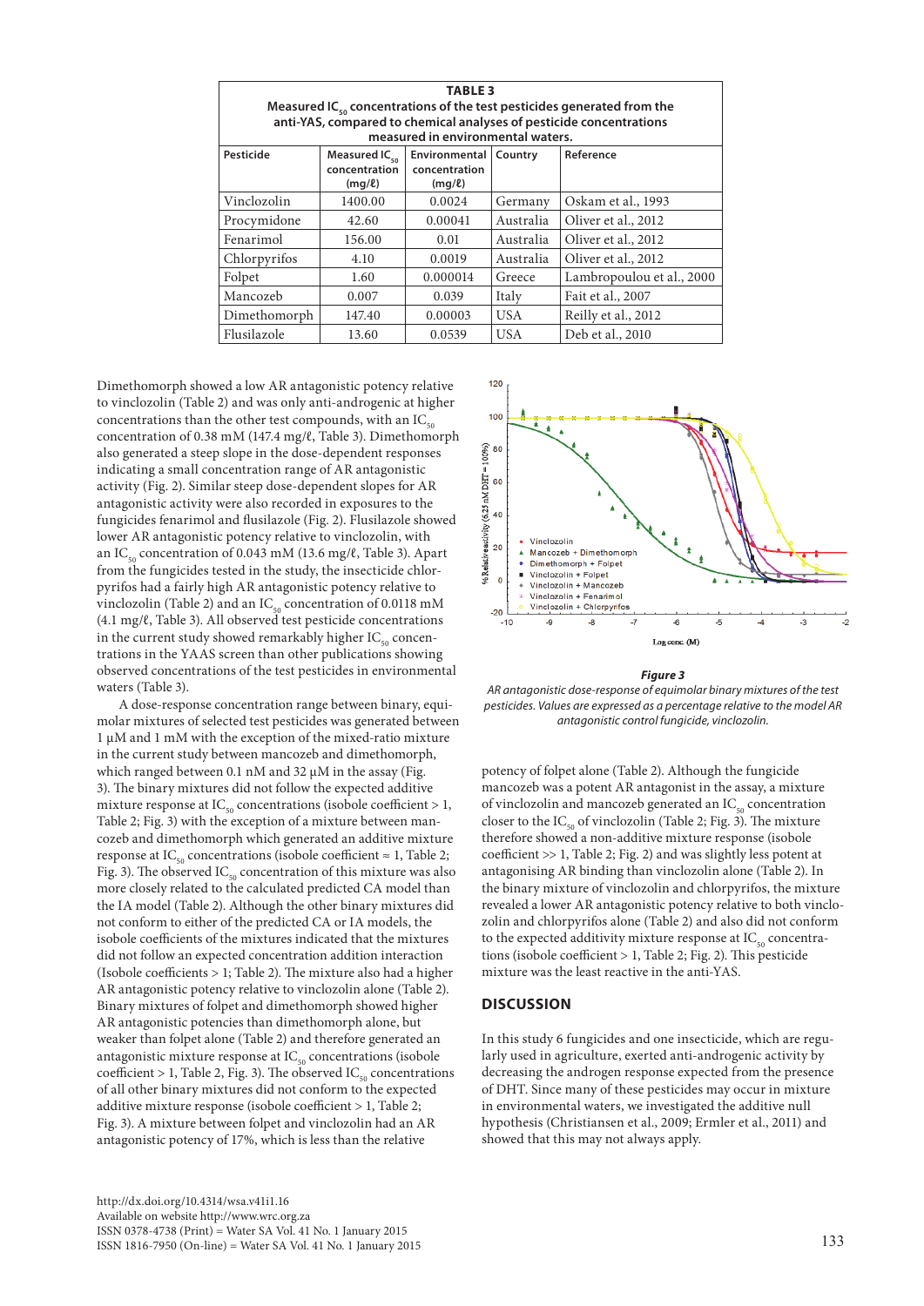**TABLE 3**
**Measured $IC_{50}$ concentrations of the test pesticides generated from the anti-YAS, compared to chemical analyses of pesticide concentrations measured in environmental waters.**

| Pesticide | Measured $IC_{50}$ concentration (mg/ℓ) | Environmental concentration (mg/ℓ) | Country | Reference |
|---|---|---|---|---|
| Vinclozolin | 1400.00 | 0.0024 | Germany | Oskam et al., 1993 |
| Procymidone | 42.60 | 0.00041 | Australia | Oliver et al., 2012 |
| Fenarimol | 156.00 | 0.01 | Australia | Oliver et al., 2012 |
| Chlorpyrifos | 4.10 | 0.0019 | Australia | Oliver et al., 2012 |
| Folpet | 1.60 | 0.000014 | Greece | Lambropoulou et al., 2000 |
| Mancozeb | 0.007 | 0.039 | Italy | Fait et al., 2007 |
| Dimethomorph | 147.40 | 0.00003 | USA | Reilly et al., 2012 |
| Flusilazole | 13.60 | 0.0539 | USA | Deb et al., 2010 |

Dimethomorph showed a low AR antagonistic potency relative to vinclozolin (Table 2) and was only anti-androgenic at higher concentrations than the other test compounds, with an $IC_{50}$ concentration of 0.38 mM (147.4 mg/ℓ, Table 3). Dimethomorph also generated a steep slope in the dose-dependent responses indicating a small concentration range of AR antagonistic activity (Fig. 2). Similar steep dose-dependent slopes for AR antagonistic activity were also recorded in exposures to the fungicides fenarimol and flusilazole (Fig. 2). Flusilazole showed lower AR antagonistic potency relative to vinclozolin, with an $IC_{50}$ concentration of 0.043 mM (13.6 mg/ℓ, Table 3). Apart from the fungicides tested in the study, the insecticide chlorpyrifos had a fairly high AR antagonistic potency relative to vinclozolin (Table 2) and an $IC_{50}$ concentration of 0.0118 mM (4.1 mg/ℓ, Table 3). All observed test pesticide concentrations in the current study showed remarkably higher $IC_{50}$ concentrations in the YAAS screen than other publications showing observed concentrations of the test pesticides in environmental waters (Table 3).

A dose-response concentration range between binary, equimolar mixtures of selected test pesticides was generated between 1 µM and 1 mM with the exception of the mixed-ratio mixture in the current study between mancozeb and dimethomorph, which ranged between 0.1 nM and 32 µM in the assay (Fig. 3). The binary mixtures did not follow the expected additive mixture response at $IC_{50}$ concentrations (isobole coefficient > 1, Table 2; Fig. 3) with the exception of a mixture between mancozeb and dimethomorph which generated an additive mixture response at $IC_{50}$ concentrations (isobole coefficient ≈ 1, Table 2; Fig. 3). The observed $IC_{50}$ concentration of this mixture was also more closely related to the calculated predicted CA model than the IA model (Table 2). Although the other binary mixtures did not conform to either of the predicted CA or IA models, the isobole coefficients of the mixtures indicated that the mixtures did not follow an expected concentration addition interaction (Isobole coefficients > 1; Table 2). The mixture also had a higher AR antagonistic potency relative to vinclozolin alone (Table 2). Binary mixtures of folpet and dimethomorph showed higher AR antagonistic potencies than dimethomorph alone, but weaker than folpet alone (Table 2) and therefore generated an antagonistic mixture response at $IC_{50}$ concentrations (isobole coefficient > 1, Table 2, Fig. 3). The observed $IC_{50}$ concentrations of all other binary mixtures did not conform to the expected additive mixture response (isobole coefficient > 1, Table 2; Fig. 3). A mixture between folpet and vinclozolin had an AR antagonistic potency of 17%, which is less than the relative

*Figure 3*

*AR antagonistic dose-response of equimolar binary mixtures of the test pesticides. Values are expressed as a percentage relative to the model AR antagonistic control fungicide, vinclozolin.*

potency of folpet alone (Table 2). Although the fungicide mancozeb was a potent AR antagonist in the assay, a mixture of vinclozolin and mancozeb generated an $IC_{50}$ concentration closer to the $IC_{50}$ of vinclozolin (Table 2; Fig. 3). The mixture therefore showed a non-additive mixture response (isobole coefficient >> 1, Table 2; Fig. 2) and was slightly less potent at antagonising AR binding than vinclozolin alone (Table 2). In the binary mixture of vinclozolin and chlorpyrifos, the mixture revealed a lower AR antagonistic potency relative to both vinclozolin and chlorpyrifos alone (Table 2) and also did not conform to the expected additivity mixture response at $IC_{50}$ concentrations (isobole coefficient > 1, Table 2; Fig. 2). This pesticide mixture was the least reactive in the anti-YAS.

## DISCUSSION

In this study 6 fungicides and one insecticide, which are regularly used in agriculture, exerted anti-androgenic activity by decreasing the androgen response expected from the presence of DHT. Since many of these pesticides may occur in mixture in environmental waters, we investigated the additive null hypothesis (Christiansen et al., 2009; Ermler et al., 2011) and showed that this may not always apply.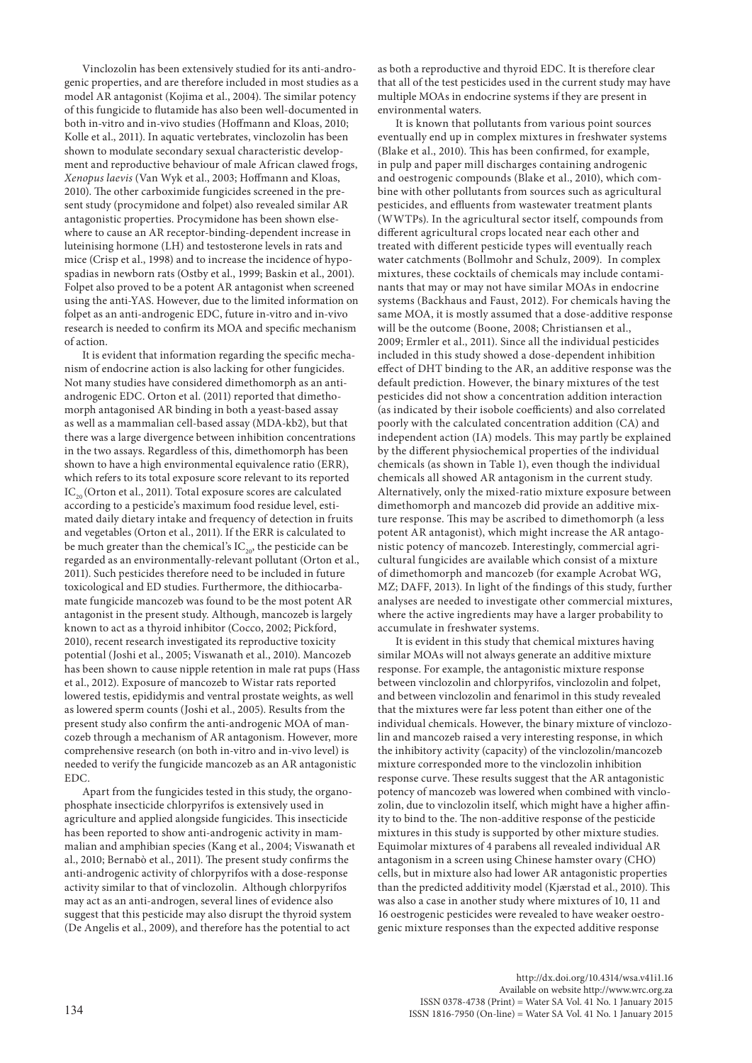Vinclozolin has been extensively studied for its anti-androgenic properties, and are therefore included in most studies as a model AR antagonist (Kojima et al., 2004). The similar potency of this fungicide to flutamide has also been well-documented in both in-vitro and in-vivo studies (Hoffmann and Kloas, 2010; Kolle et al., 2011). In aquatic vertebrates, vinclozolin has been shown to modulate secondary sexual characteristic development and reproductive behaviour of male African clawed frogs, *Xenopus laevis* (Van Wyk et al., 2003; Hoffmann and Kloas, 2010). The other carboximide fungicides screened in the present study (procymidone and folpet) also revealed similar AR antagonistic properties. Procymidone has been shown elsewhere to cause an AR receptor-binding-dependent increase in luteinising hormone (LH) and testosterone levels in rats and mice (Crisp et al., 1998) and to increase the incidence of hypospadias in newborn rats (Ostby et al., 1999; Baskin et al., 2001). Folpet also proved to be a potent AR antagonist when screened using the anti-YAS. However, due to the limited information on folpet as an anti-androgenic EDC, future in-vitro and in-vivo research is needed to confirm its MOA and specific mechanism of action.

It is evident that information regarding the specific mechanism of endocrine action is also lacking for other fungicides. Not many studies have considered dimethomorph as an anti-androgenic EDC. Orton et al. (2011) reported that dimethomorph antagonised AR binding in both a yeast-based assay as well as a mammalian cell-based assay (MDA-kb2), but that there was a large divergence between inhibition concentrations in the two assays. Regardless of this, dimethomorph has been shown to have a high environmental equivalence ratio (ERR), which refers to its total exposure score relevant to its reported $IC_{20}$ (Orton et al., 2011). Total exposure scores are calculated according to a pesticide's maximum food residue level, estimated daily dietary intake and frequency of detection in fruits and vegetables (Orton et al., 2011). If the ERR is calculated to be much greater than the chemical's $IC_{20}$, the pesticide can be regarded as an environmentally-relevant pollutant (Orton et al., 2011). Such pesticides therefore need to be included in future toxicological and ED studies. Furthermore, the dithiocarbamate fungicide mancozeb was found to be the most potent AR antagonist in the present study. Although, mancozeb is largely known to act as a thyroid inhibitor (Cocco, 2002; Pickford, 2010), recent research investigated its reproductive toxicity potential (Joshi et al., 2005; Viswanath et al., 2010). Mancozeb has been shown to cause nipple retention in male rat pups (Hass et al., 2012). Exposure of mancozeb to Wistar rats reported lowered testis, epididymis and ventral prostate weights, as well as lowered sperm counts (Joshi et al., 2005). Results from the present study also confirm the anti-androgenic MOA of mancozeb through a mechanism of AR antagonism. However, more comprehensive research (on both in-vitro and in-vivo level) is needed to verify the fungicide mancozeb as an AR antagonistic EDC.

Apart from the fungicides tested in this study, the organophosphate insecticide chlorpyrifos is extensively used in agriculture and applied alongside fungicides. This insecticide has been reported to show anti-androgenic activity in mammalian and amphibian species (Kang et al., 2004; Viswanath et al., 2010; Bernabò et al., 2011). The present study confirms the anti-androgenic activity of chlorpyrifos with a dose-response activity similar to that of vinclozolin. Although chlorpyrifos may act as an anti-androgen, several lines of evidence also suggest that this pesticide may also disrupt the thyroid system (De Angelis et al., 2009), and therefore has the potential to act as both a reproductive and thyroid EDC. It is therefore clear that all of the test pesticides used in the current study may have multiple MOAs in endocrine systems if they are present in environmental waters.

It is known that pollutants from various point sources eventually end up in complex mixtures in freshwater systems (Blake et al., 2010). This has been confirmed, for example, in pulp and paper mill discharges containing androgenic and oestrogenic compounds (Blake et al., 2010), which combine with other pollutants from sources such as agricultural pesticides, and effluents from wastewater treatment plants (WWTPs). In the agricultural sector itself, compounds from different agricultural crops located near each other and treated with different pesticide types will eventually reach water catchments (Bollmohr and Schulz, 2009). In complex mixtures, these cocktails of chemicals may include contaminants that may or may not have similar MOAs in endocrine systems (Backhaus and Faust, 2012). For chemicals having the same MOA, it is mostly assumed that a dose-additive response will be the outcome (Boone, 2008; Christiansen et al., 2009; Ermler et al., 2011). Since all the individual pesticides included in this study showed a dose-dependent inhibition effect of DHT binding to the AR, an additive response was the default prediction. However, the binary mixtures of the test pesticides did not show a concentration addition interaction (as indicated by their isobole coefficients) and also correlated poorly with the calculated concentration addition (CA) and independent action (IA) models. This may partly be explained by the different physiochemical properties of the individual chemicals (as shown in Table 1), even though the individual chemicals all showed AR antagonism in the current study. Alternatively, only the mixed-ratio mixture exposure between dimethomorph and mancozeb did provide an additive mixture response. This may be ascribed to dimethomorph (a less potent AR antagonist), which might increase the AR antagonistic potency of mancozeb. Interestingly, commercial agricultural fungicides are available which consist of a mixture of dimethomorph and mancozeb (for example Acrobat WG, MZ; DAFF, 2013). In light of the findings of this study, further analyses are needed to investigate other commercial mixtures, where the active ingredients may have a larger probability to accumulate in freshwater systems.

It is evident in this study that chemical mixtures having similar MOAs will not always generate an additive mixture response. For example, the antagonistic mixture response between vinclozolin and chlorpyrifos, vinclozolin and folpet, and between vinclozolin and fenarimol in this study revealed that the mixtures were far less potent than either one of the individual chemicals. However, the binary mixture of vinclozolin and mancozeb raised a very interesting response, in which the inhibitory activity (capacity) of the vinclozolin/mancozeb mixture corresponded more to the vinclozolin inhibition response curve. These results suggest that the AR antagonistic potency of mancozeb was lowered when combined with vinclozolin, due to vinclozolin itself, which might have a higher affinity to bind to the. The non-additive response of the pesticide mixtures in this study is supported by other mixture studies. Equimolar mixtures of 4 parabens all revealed individual AR antagonism in a screen using Chinese hamster ovary (CHO) cells, but in mixture also had lower AR antagonistic properties than the predicted additivity model (Kjærstad et al., 2010). This was also a case in another study where mixtures of 10, 11 and 16 oestrogenic pesticides were revealed to have weaker oestrogenic mixture responses than the expected additive response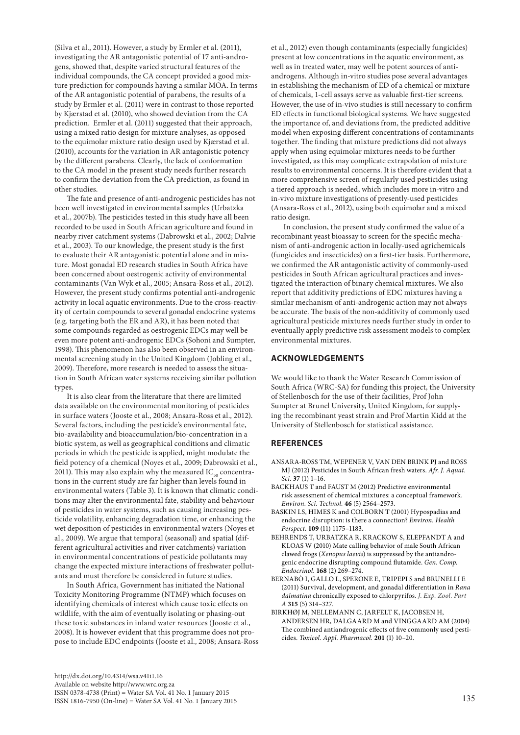(Silva et al., 2011). However, a study by Ermler et al. (2011), investigating the AR antagonistic potential of 17 anti-androgens, showed that, despite varied structural features of the individual compounds, the CA concept provided a good mixture prediction for compounds having a similar MOA. In terms of the AR antagonistic potential of parabens, the results of a study by Ermler et al. (2011) were in contrast to those reported by Kjærstad et al. (2010), who showed deviation from the CA prediction. Ermler et al. (2011) suggested that their approach, using a mixed ratio design for mixture analyses, as opposed to the equimolar mixture ratio design used by Kjærstad et al. (2010), accounts for the variation in AR antagonistic potency by the different parabens. Clearly, the lack of conformation to the CA model in the present study needs further research to confirm the deviation from the CA prediction, as found in other studies.

The fate and presence of anti-androgenic pesticides has not been well investigated in environmental samples (Urbatzka et al., 2007b). The pesticides tested in this study have all been recorded to be used in South African agriculture and found in nearby river catchment systems (Dabrowski et al., 2002; Dalvie et al., 2003). To our knowledge, the present study is the first to evaluate their AR antagonistic potential alone and in mixture. Most gonadal ED research studies in South Africa have been concerned about oestrogenic activity of environmental contaminants (Van Wyk et al., 2005; Ansara-Ross et al., 2012). However, the present study confirms potential anti-androgenic activity in local aquatic environments. Due to the cross-reactivity of certain compounds to several gonadal endocrine systems (e.g. targeting both the ER and AR), it has been noted that some compounds regarded as oestrogenic EDCs may well be even more potent anti-androgenic EDCs (Sohoni and Sumpter, 1998). This phenomenon has also been observed in an environmental screening study in the United Kingdom (Jobling et al., 2009). Therefore, more research is needed to assess the situation in South African water systems receiving similar pollution types.

It is also clear from the literature that there are limited data available on the environmental monitoring of pesticides in surface waters (Jooste et al., 2008; Ansara-Ross et al., 2012). Several factors, including the pesticide's environmental fate, bio-availability and bioaccumulation/bio-concentration in a biotic system, as well as geographical conditions and climatic periods in which the pesticide is applied, might modulate the field potency of a chemical (Noyes et al., 2009; Dabrowski et al., 2011). This may also explain why the measured $IC_{50}$ concentrations in the current study are far higher than levels found in environmental waters (Table 3). It is known that climatic conditions may alter the environmental fate, stability and behaviour of pesticides in water systems, such as causing increasing pesticide volatility, enhancing degradation time, or enhancing the wet deposition of pesticides in environmental waters (Noyes et al., 2009). We argue that temporal (seasonal) and spatial (different agricultural activities and river catchments) variation in environmental concentrations of pesticide pollutants may change the expected mixture interactions of freshwater pollutants and must therefore be considered in future studies.

In South Africa, Government has initiated the National Toxicity Monitoring Programme (NTMP) which focuses on identifying chemicals of interest which cause toxic effects on wildlife, with the aim of eventually isolating or phasing-out these toxic substances in inland water resources (Jooste et al., 2008). It is however evident that this programme does not propose to include EDC endpoints (Jooste et al., 2008; Ansara-Ross et al., 2012) even though contaminants (especially fungicides) present at low concentrations in the aquatic environment, as well as in treated water, may well be potent sources of anti-androgens. Although in-vitro studies pose several advantages in establishing the mechanism of ED of a chemical or mixture of chemicals, 1-cell assays serve as valuable first-tier screens. However, the use of in-vivo studies is still necessary to confirm ED effects in functional biological systems. We have suggested the importance of, and deviations from, the predicted additive model when exposing different concentrations of contaminants together. The finding that mixture predictions did not always apply when using equimolar mixtures needs to be further investigated, as this may complicate extrapolation of mixture results to environmental concerns. It is therefore evident that a more comprehensive screen of regularly used pesticides using a tiered approach is needed, which includes more in-vitro and in-vivo mixture investigations of presently-used pesticides (Ansara-Ross et al., 2012), using both equimolar and a mixed ratio design.

In conclusion, the present study confirmed the value of a recombinant yeast bioassay to screen for the specific mechanism of anti-androgenic action in locally-used agrichemicals (fungicides and insecticides) on a first-tier basis. Furthermore, we confirmed the AR antagonistic activity of commonly-used pesticides in South African agricultural practices and investigated the interaction of binary chemical mixtures. We also report that additivity predictions of EDC mixtures having a similar mechanism of anti-androgenic action may not always be accurate. The basis of the non-additivity of commonly used agricultural pesticide mixtures needs further study in order to eventually apply predictive risk assessment models to complex environmental mixtures.

## ACKNOWLEDGEMENTS

We would like to thank the Water Research Commission of South Africa (WRC-SA) for funding this project, the University of Stellenbosch for the use of their facilities, Prof John Sumpter at Brunel University, United Kingdom, for supplying the recombinant yeast strain and Prof Martin Kidd at the University of Stellenbosch for statistical assistance.

## REFERENCES

ANSARA-ROSS TM, WEPENER V, VAN DEN BRINK PJ and ROSS MJ (2012) Pesticides in South African fresh waters. *Afr. J. Aquat. Sci.* **37** (1) 1–16.

BACKHAUS T and FAUST M (2012) Predictive environmental risk assessment of chemical mixtures: a conceptual framework. *Environ. Sci. Technol.* **46** (5) 2564–2573.

BASKIN LS, HIMES K and COLBORN T (2001) Hypospadias and endocrine disruption: is there a connection? *Environ. Health Perspect.* **109** (11) 1175–1183.

BEHRENDS T, URBATZKA R, KRACKOW S, ELEPFANDT A and KLOAS W (2010) Mate calling behavior of male South African clawed frogs (*Xenopus laevis*) is suppressed by the antiandrogenic endocrine disrupting compound flutamide. *Gen. Comp. Endocrinol.* **168** (2) 269–274.

BERNABÒ I, GALLO L, SPERONE E, TRIPEPI S and BRUNELLI E (2011) Survival, development, and gonadal differentiation in *Rana dalmatina* chronically exposed to chlorpyrifos. *J. Exp. Zool. Part A* **315** (5) 314–327.

BIRKHØJ M, NELLEMANN C, JARFELT K, JACOBSEN H, ANDERSEN HR, DALGAARD M and VINGGAARD AM (2004) The combined antiandrogenic effects of five commonly used pesticides. *Toxicol. Appl. Pharmacol.* **201** (1) 10–20.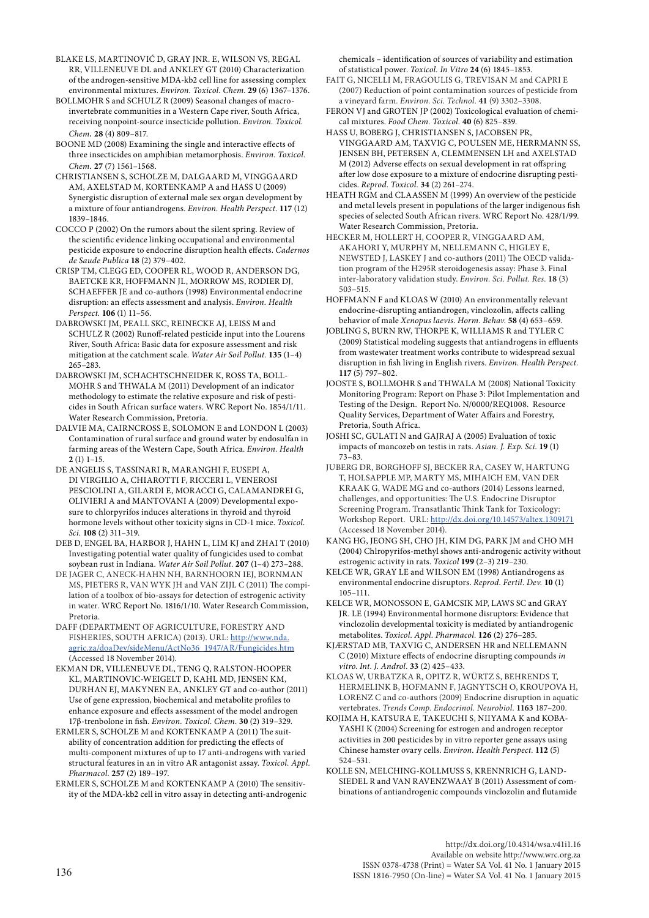BLAKE LS, MARTINOVIĆ D, GRAY JNR. E, WILSON VS, REGAL RR, VILLENEUVE DL and ANKLEY GT (2010) Characterization of the androgen-sensitive MDA-kb2 cell line for assessing complex environmental mixtures. *Environ. Toxicol. Chem.* **29** (6) 1367–1376.

BOLLMOHR S and SCHULZ R (2009) Seasonal changes of macroinvertebrate communities in a Western Cape river, South Africa, receiving nonpoint-source insecticide pollution. *Environ. Toxicol. Chem.* **28** (4) 809–817.

BOONE MD (2008) Examining the single and interactive effects of three insecticides on amphibian metamorphosis. *Environ. Toxicol. Chem.* **27** (7) 1561–1568.

CHRISTIANSEN S, SCHOLZE M, DALGAARD M, VINGGAARD AM, AXELSTAD M, KORTENKAMP A and HASS U (2009) Synergistic disruption of external male sex organ development by a mixture of four antiandrogens. *Environ. Health Perspect.* **117** (12) 1839–1846.

COCCO P (2002) On the rumors about the silent spring. Review of the scientific evidence linking occupational and environmental pesticide exposure to endocrine disruption health effects. *Cadernos de Saude Publica* **18** (2) 379–402.

CRISP TM, CLEGG ED, COOPER RL, WOOD R, ANDERSON DG, BAETCKE KR, HOFFMANN JL, MORROW MS, RODIER DJ, SCHAEFFER JE and co-authors (1998) Environmental endocrine disruption: an effects assessment and analysis. *Environ. Health Perspect.* **106** (1) 11–56.

DABROWSKI JM, PEALL SKC, REINECKE AJ, LEISS M and SCHULZ R (2002) Runoff-related pesticide input into the Lourens River, South Africa: Basic data for exposure assessment and risk mitigation at the catchment scale. *Water Air Soil Pollut.* **135** (1–4) 265–283.

DABROWSKI JM, SCHACHTSCHNEIDER K, ROSS TA, BOLLMOHR S and THWALA M (2011) Development of an indicator methodology to estimate the relative exposure and risk of pesticides in South African surface waters. WRC Report No. 1854/1/11. Water Research Commission, Pretoria.

DALVIE MA, CAIRNCROSS E, SOLOMON E and LONDON L (2003) Contamination of rural surface and ground water by endosulfan in farming areas of the Western Cape, South Africa. *Environ. Health* **2** (1) 1–15.

DE ANGELIS S, TASSINARI R, MARANGHI F, EUSEPI A, DI VIRGILIO A, CHIAROTTI F, RICCERI L, VENEROSI PESCIOLINI A, GILARDI E, MORACCI G, CALAMANDREI G, OLIVIERI A and MANTOVANI A (2009) Developmental exposure to chlorpyrifos induces alterations in thyroid and thyroid hormone levels without other toxicity signs in CD-1 mice. *Toxicol. Sci.* **108** (2) 311–319.

DEB D, ENGEL BA, HARBOR J, HAHN L, LIM KJ and ZHAI T (2010) Investigating potential water quality of fungicides used to combat soybean rust in Indiana. *Water Air Soil Pollut.* **207** (1–4) 273–288.

DE JAGER C, ANECK-HAHN NH, BARNHOORN IEJ, BORNMAN MS, PIETERS R, VAN WYK JH and VAN ZIJL C (2011) The compilation of a toolbox of bio-assays for detection of estrogenic activity in water. WRC Report No. 1816/1/10. Water Research Commission, Pretoria.

DAFF (DEPARTMENT OF AGRICULTURE, FORESTRY AND FISHERIES, SOUTH AFRICA) (2013). URL: http://www.nda.agric.za/doaDev/sideMenu/ActNo36_1947/AR/Fungicides.htm (Accessed 18 November 2014).

EKMAN DR, VILLENEUVE DL, TENG Q, RALSTON-HOOPER KL, MARTINOVIC-WEIGELT D, KAHL MD, JENSEN KM, DURHAN EJ, MAKYNEN EA, ANKLEY GT and co-author (2011) Use of gene expression, biochemical and metabolite profiles to enhance exposure and effects assessment of the model androgen 17β-trenbolone in fish. *Environ. Toxicol. Chem.* **30** (2) 319–329.

ERMLER S, SCHOLZE M and KORTENKAMP A (2011) The suitability of concentration addition for predicting the effects of multi-component mixtures of up to 17 anti-androgens with varied structural features in an in vitro AR antagonist assay. *Toxicol. Appl. Pharmacol.* **257** (2) 189–197.

ERMLER S, SCHOLZE M and KORTENKAMP A (2010) The sensitivity of the MDA-kb2 cell in vitro assay in detecting anti-androgenic chemicals – identification of sources of variability and estimation of statistical power. *Toxicol. In Vitro* **24** (6) 1845–1853.

FAIT G, NICELLI M, FRAGOULIS G, TREVISAN M and CAPRI E (2007) Reduction of point contamination sources of pesticide from a vineyard farm. *Environ. Sci. Technol.* **41** (9) 3302–3308.

FERON VJ and GROTEN JP (2002) Toxicological evaluation of chemical mixtures. *Food Chem. Toxicol.* **40** (6) 825–839.

HASS U, BOBERG J, CHRISTIANSEN S, JACOBSEN PR, VINGGAARD AM, TAXVIG C, POULSEN ME, HERRMANN SS, JENSEN BH, PETERSEN A, CLEMMENSEN LH and AXELSTAD M (2012) Adverse effects on sexual development in rat offspring after low dose exposure to a mixture of endocrine disrupting pesticides. *Reprod. Toxicol.* **34** (2) 261–274.

HEATH RGM and CLAASSEN M (1999) An overview of the pesticide and metal levels present in populations of the larger indigenous fish species of selected South African rivers. WRC Report No. 428/1/99. Water Research Commission, Pretoria.

HECKER M, HOLLERT H, COOPER R, VINGGAARD AM, AKAHORI Y, MURPHY M, NELLEMANN C, HIGLEY E, NEWSTED J, LASKEY J and co-authors (2011) The OECD validation program of the H295R steroidogenesis assay: Phase 3. Final inter-laboratory validation study. *Environ. Sci. Pollut. Res.* **18** (3) 503–515.

HOFFMANN F and KLOAS W (2010) An environmentally relevant endocrine-disrupting antiandrogen, vinclozolin, affects calling behavior of male *Xenopus laevis*. *Horm. Behav.* **58** (4) 653–659.

JOBLING S, BURN RW, THORPE K, WILLIAMS R and TYLER C (2009) Statistical modeling suggests that antiandrogens in effluents from wastewater treatment works contribute to widespread sexual disruption in fish living in English rivers. *Environ. Health Perspect.* **117** (5) 797–802.

JOOSTE S, BOLLMOHR S and THWALA M (2008) National Toxicity Monitoring Program: Report on Phase 3: Pilot Implementation and Testing of the Design. Report No. N/0000/REQ1008. Resource Quality Services, Department of Water Affairs and Forestry, Pretoria, South Africa.

JOSHI SC, GULATI N and GAJRAJ A (2005) Evaluation of toxic impacts of mancozeb on testis in rats. *Asian. J. Exp. Sci.* **19** (1) 73–83.

JUBERG DR, BORGHOFF SJ, BECKER RA, CASEY W, HARTUNG T, HOLSAPPLE MP, MARTY MS, MIHAICH EM, VAN DER KRAAK G, WADE MG and co-authors (2014) Lessons learned, challenges, and opportunities: The U.S. Endocrine Disruptor Screening Program. Transatlantic Think Tank for Toxicology: Workshop Report. URL: http://dx.doi.org/10.14573/altex.1309171 (Accessed 18 November 2014).

KANG HG, JEONG SH, CHO JH, KIM DG, PARK JM and CHO MH (2004) Chlropyrifos-methyl shows anti-androgenic activity without estrogenic activity in rats. *Toxicol* **199** (2–3) 219–230.

KELCE WR, GRAY LE and WILSON EM (1998) Antiandrogens as environmental endocrine disruptors. *Reprod. Fertil. Dev.* **10** (1) 105–111.

KELCE WR, MONOSSON E, GAMCSIK MP, LAWS SC and GRAY JR. LE (1994) Environmental hormone disruptors: Evidence that vinclozolin developmental toxicity is mediated by antiandrogenic metabolites. *Toxicol. Appl. Pharmacol.* **126** (2) 276–285.

KJÆRSTAD MB, TAXVIG C, ANDERSEN HR and NELLEMANN C (2010) Mixture effects of endocrine disrupting compounds *in vitro*. *Int. J. Androl.* **33** (2) 425–433.

KLOAS W, URBATZKA R, OPITZ R, WÜRTZ S, BEHRENDS T, HERMELINK B, HOFMANN F, JAGNYTSCH O, KROUPOVA H, LORENZ C and co-authors (2009) Endocrine disruption in aquatic vertebrates. *Trends Comp. Endocrinol. Neurobiol.* **1163** 187–200.

KOJIMA H, KATSURA E, TAKEUCHI S, NIIYAMA K and KOBAYASHI K (2004) Screening for estrogen and androgen receptor activities in 200 pesticides by in vitro reporter gene assays using Chinese hamster ovary cells. *Environ. Health Perspect.* **112** (5) 524–531.

KOLLE SN, MELCHING-KOLLMUSS S, KRENNRICH G, LANDSIEDEL R and VAN RAVENZWAAY B (2011) Assessment of combinations of antiandrogenic compounds vinclozolin and flutamide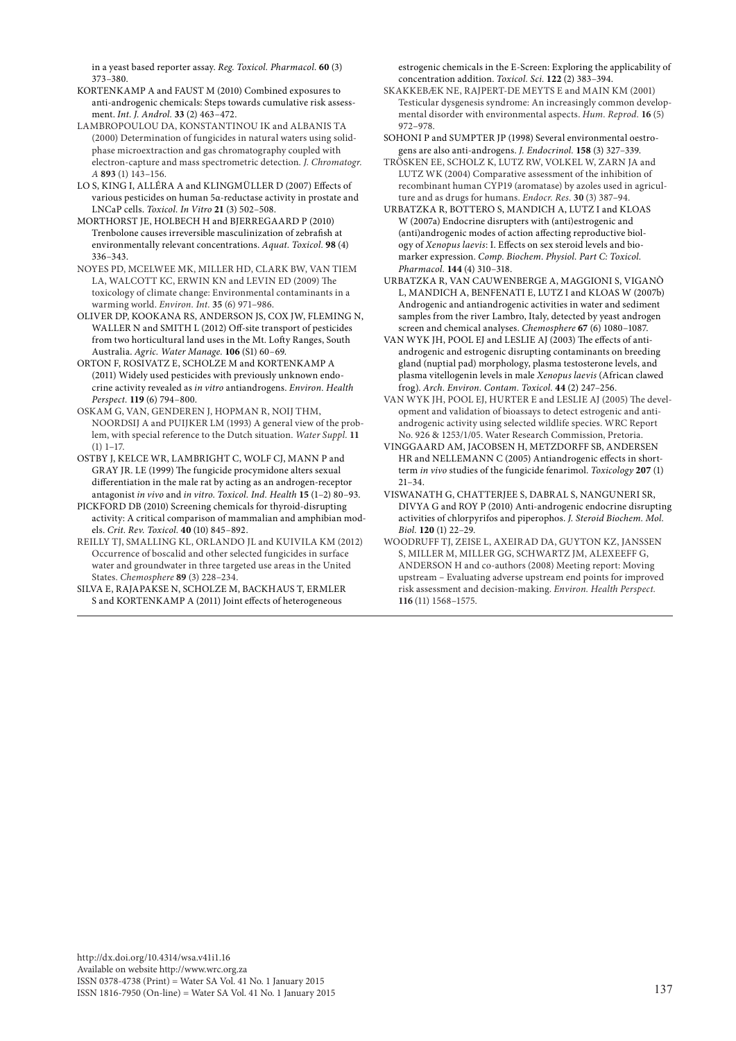in a yeast based reporter assay. *Reg. Toxicol. Pharmacol.* **60** (3) 373–380.

KORTENKAMP A and FAUST M (2010) Combined exposures to anti-androgenic chemicals: Steps towards cumulative risk assessment. *Int. J. Androl.* **33** (2) 463–472.

LAMBROPOULOU DA, KONSTANTINOU IK and ALBANIS TA (2000) Determination of fungicides in natural waters using solid-phase microextraction and gas chromatography coupled with electron-capture and mass spectrometric detection. *J. Chromatogr. A* **893** (1) 143–156.

LO S, KING I, ALLÉRA A and KLINGMÜLLER D (2007) Effects of various pesticides on human 5α-reductase activity in prostate and LNCaP cells. *Toxicol. In Vitro* **21** (3) 502–508.

MORTHORST JE, HOLBECH H and BJERREGAARD P (2010) Trenbolone causes irreversible masculinization of zebrafish at environmentally relevant concentrations. *Aquat. Toxicol.* **98** (4) 336–343.

NOYES PD, MCELWEE MK, MILLER HD, CLARK BW, VAN TIEM LA, WALCOTT KC, ERWIN KN and LEVIN ED (2009) The toxicology of climate change: Environmental contaminants in a warming world. *Environ. Int.* **35** (6) 971–986.

OLIVER DP, KOOKANA RS, ANDERSON JS, COX JW, FLEMING N, WALLER N and SMITH L (2012) Off-site transport of pesticides from two horticultural land uses in the Mt. Lofty Ranges, South Australia. *Agric. Water Manage.* **106** (S1) 60–69.

ORTON F, ROSIVATZ E, SCHOLZE M and KORTENKAMP A (2011) Widely used pesticides with previously unknown endocrine activity revealed as *in vitro* antiandrogens. *Environ. Health Perspect.* **119** (6) 794–800.

OSKAM G, VAN, GENDEREN J, HOPMAN R, NOIJ THM, NOORDSIJ A and PUIJKER LM (1993) A general view of the problem, with special reference to the Dutch situation. *Water Suppl.* **11** (1) 1–17.

OSTBY J, KELCE WR, LAMBRIGHT C, WOLF CJ, MANN P and GRAY JR. LE (1999) The fungicide procymidone alters sexual differentiation in the male rat by acting as an androgen-receptor antagonist *in vivo* and *in vitro*. *Toxicol. Ind. Health* **15** (1–2) 80–93.

PICKFORD DB (2010) Screening chemicals for thyroid-disrupting activity: A critical comparison of mammalian and amphibian models. *Crit. Rev. Toxicol.* **40** (10) 845–892.

REILLY TJ, SMALLING KL, ORLANDO JL and KUIVILA KM (2012) Occurrence of boscalid and other selected fungicides in surface water and groundwater in three targeted use areas in the United States. *Chemosphere* **89** (3) 228–234.

SILVA E, RAJAPAKSE N, SCHOLZE M, BACKHAUS T, ERMLER S and KORTENKAMP A (2011) Joint effects of heterogeneous estrogenic chemicals in the E-Screen: Exploring the applicability of concentration addition. *Toxicol. Sci.* **122** (2) 383–394.

SKAKKEBÆK NE, RAJPERT-DE MEYTS E and MAIN KM (2001) Testicular dysgenesis syndrome: An increasingly common developmental disorder with environmental aspects. *Hum. Reprod.* **16** (5) 972–978.

SOHONI P and SUMPTER JP (1998) Several environmental oestrogens are also anti-androgens. *J. Endocrinol.* **158** (3) 327–339.

TRÖSKEN EE, SCHOLZ K, LUTZ RW, VOLKEL W, ZARN JA and LUTZ WK (2004) Comparative assessment of the inhibition of recombinant human CYP19 (aromatase) by azoles used in agriculture and as drugs for humans. *Endocr. Res.* **30** (3) 387–94.

URBATZKA R, BOTTERO S, MANDICH A, LUTZ I and KLOAS W (2007a) Endocrine disrupters with (anti)estrogenic and (anti)androgenic modes of action affecting reproductive biology of *Xenopus laevis*: I. Effects on sex steroid levels and biomarker expression. *Comp. Biochem. Physiol. Part C: Toxicol. Pharmacol.* **144** (4) 310–318.

URBATZKA R, VAN CAUWENBERGE A, MAGGIONI S, VIGANÒ L, MANDICH A, BENFENATI E, LUTZ I and KLOAS W (2007b) Androgenic and antiandrogenic activities in water and sediment samples from the river Lambro, Italy, detected by yeast androgen screen and chemical analyses. *Chemosphere* **67** (6) 1080–1087.

VAN WYK JH, POOL EJ and LESLIE AJ (2003) The effects of anti-androgenic and estrogenic disrupting contaminants on breeding gland (nuptial pad) morphology, plasma testosterone levels, and plasma vitellogenin levels in male *Xenopus laevis* (African clawed frog). *Arch. Environ. Contam. Toxicol.* **44** (2) 247–256.

VAN WYK JH, POOL EJ, HURTER E and LESLIE AJ (2005) The development and validation of bioassays to detect estrogenic and anti-androgenic activity using selected wildlife species. WRC Report No. 926 & 1253/1/05. Water Research Commission, Pretoria.

VINGGAARD AM, JACOBSEN H, METZDORFF SB, ANDERSEN HR and NELLEMANN C (2005) Antiandrogenic effects in short-term *in vivo* studies of the fungicide fenarimol. *Toxicology* **207** (1) 21–34.

VISWANATH G, CHATTERJEE S, DABRAL S, NANGUNERI SR, DIVYA G and ROY P (2010) Anti-androgenic endocrine disrupting activities of chlorpyrifos and piperophos. *J. Steroid Biochem. Mol. Biol.* **120** (1) 22–29.

WOODRUFF TJ, ZEISE L, AXEIRAD DA, GUYTON KZ, JANSSEN S, MILLER M, MILLER GG, SCHWARTZ JM, ALEXEEFF G, ANDERSON H and co-authors (2008) Meeting report: Moving upstream – Evaluating adverse upstream end points for improved risk assessment and decision-making. *Environ. Health Perspect.* **116** (11) 1568–1575.